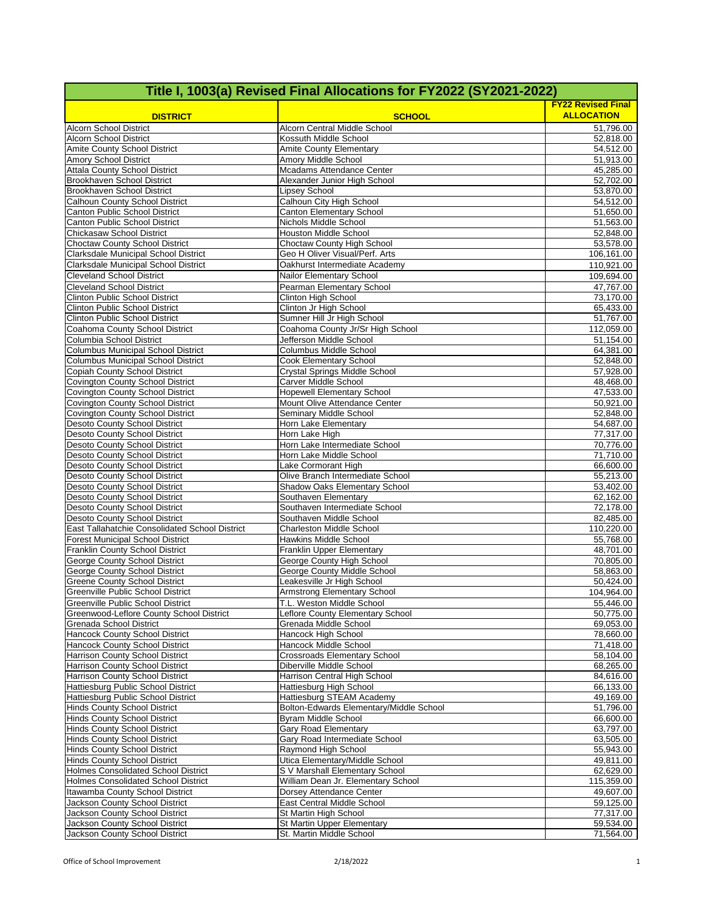| Title I, 1003(a) Revised Final Allocations for FY2022 (SY2021-2022) | | |
|---|---|---|
| **DISTRICT** | **SCHOOL** | **FY22 Revised Final ALLOCATION** |
| Alcorn School District | Alcorn Central Middle School | 51,796.00 |
| Alcorn School District | Kossuth Middle School | 52,818.00 |
| Amite County School District | Amite County Elementary | 54,512.00 |
| Amory School District | Amory Middle School | 51,913.00 |
| Attala County School District | Mcadams Attendance Center | 45,285.00 |
| Brookhaven School District | Alexander Junior High School | 52,702.00 |
| Brookhaven School District | Lipsey School | 53,870.00 |
| Calhoun County School District | Calhoun City High School | 54,512.00 |
| Canton Public School District | Canton Elementary School | 51,650.00 |
| Canton Public School District | Nichols Middle School | 51,563.00 |
| Chickasaw School District | Houston Middle School | 52,848.00 |
| Choctaw County School District | Choctaw County High School | 53,578.00 |
| Clarksdale Municipal School District | Geo H Oliver Visual/Perf. Arts | 106,161.00 |
| Clarksdale Municipal School District | Oakhurst Intermediate Academy | 110,921.00 |
| Cleveland School District | Nailor Elementary School | 109,694.00 |
| Cleveland School District | Pearman Elementary School | 47,767.00 |
| Clinton Public School District | Clinton High School | 73,170.00 |
| Clinton Public School District | Clinton Jr High School | 65,433.00 |
| Clinton Public School District | Sumner Hill Jr High School | 51,767.00 |
| Coahoma County School District | Coahoma County Jr/Sr High School | 112,059.00 |
| Columbia School District | Jefferson Middle School | 51,154.00 |
| Columbus Municipal School District | Columbus Middle School | 64,381.00 |
| Columbus Municipal School District | Cook Elementary School | 52,848.00 |
| Copiah County School District | Crystal Springs Middle School | 57,928.00 |
| Covington County School District | Carver Middle School | 48,468.00 |
| Covington County School District | Hopewell Elementary School | 47,533.00 |
| Covington County School District | Mount Olive Attendance Center | 50,921.00 |
| Covington County School District | Seminary Middle School | 52,848.00 |
| Desoto County School District | Horn Lake Elementary | 54,687.00 |
| Desoto County School District | Horn Lake High | 77,317.00 |
| Desoto County School District | Horn Lake Intermediate School | 70,776.00 |
| Desoto County School District | Horn Lake Middle School | 71,710.00 |
| Desoto County School District | Lake Cormorant High | 66,600.00 |
| Desoto County School District | Olive Branch Intermediate School | 55,213.00 |
| Desoto County School District | Shadow Oaks Elementary School | 53,402.00 |
| Desoto County School District | Southaven Elementary | 62,162.00 |
| Desoto County School District | Southaven Intermediate School | 72,178.00 |
| Desoto County School District | Southaven Middle School | 82,485.00 |
| East Tallahatchie Consolidated School District | Charleston Middle School | 110,220.00 |
| Forest Municipal School District | Hawkins Middle School | 55,768.00 |
| Franklin County School District | Franklin Upper Elementary | 48,701.00 |
| George County School District | George County High School | 70,805.00 |
| George County School District | George County Middle School | 58,863.00 |
| Greene County School District | Leakesville Jr High School | 50,424.00 |
| Greenville Public School District | Armstrong Elementary School | 104,964.00 |
| Greenville Public School District | T.L. Weston Middle School | 55,446.00 |
| Greenwood-Leflore County School District | Leflore County Elementary School | 50,775.00 |
| Grenada School District | Grenada Middle School | 69,053.00 |
| Hancock County School District | Hancock High School | 78,660.00 |
| Hancock County School District | Hancock Middle School | 71,418.00 |
| Harrison County School District | Crossroads Elementary School | 58,104.00 |
| Harrison County School District | Diberville Middle School | 68,265.00 |
| Harrison County School District | Harrison Central High School | 84,616.00 |
| Hattiesburg Public School District | Hattiesburg High School | 66,133.00 |
| Hattiesburg Public School District | Hattiesburg STEAM Academy | 49,169.00 |
| Hinds County School District | Bolton-Edwards Elementary/Middle School | 51,796.00 |
| Hinds County School District | Byram Middle School | 66,600.00 |
| Hinds County School District | Gary Road Elementary | 63,797.00 |
| Hinds County School District | Gary Road Intermediate School | 63,505.00 |
| Hinds County School District | Raymond High School | 55,943.00 |
| Hinds County School District | Utica Elementary/Middle School | 49,811.00 |
| Holmes Consolidated School District | S V Marshall Elementary School | 62,629.00 |
| Holmes Consolidated School District | William Dean Jr. Elementary School | 115,359.00 |
| Itawamba County School District | Dorsey Attendance Center | 49,607.00 |
| Jackson County School District | East Central Middle School | 59,125.00 |
| Jackson County School District | St Martin High School | 77,317.00 |
| Jackson County School District | St Martin Upper Elementary | 59,534.00 |
| Jackson County School District | St. Martin Middle School | 71,564.00 |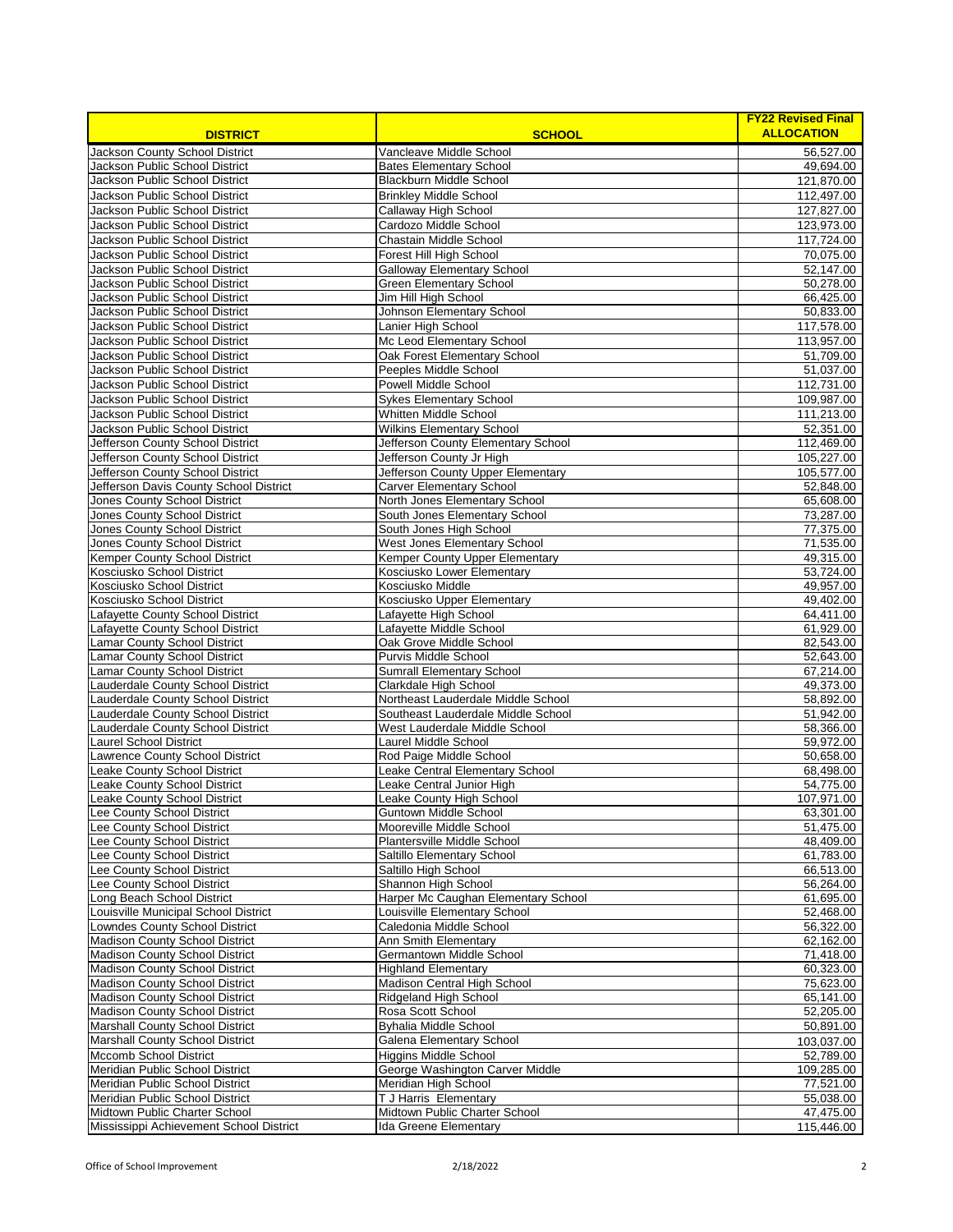| DISTRICT | SCHOOL | FY22 Revised Final ALLOCATION |
|---|---|---|
| Jackson County School District | Vancleave Middle School | 56,527.00 |
| Jackson Public School District | Bates Elementary School | 49,694.00 |
| Jackson Public School District | Blackburn Middle School | 121,870.00 |
| Jackson Public School District | Brinkley Middle School | 112,497.00 |
| Jackson Public School District | Callaway High School | 127,827.00 |
| Jackson Public School District | Cardozo Middle School | 123,973.00 |
| Jackson Public School District | Chastain Middle School | 117,724.00 |
| Jackson Public School District | Forest Hill High School | 70,075.00 |
| Jackson Public School District | Galloway Elementary School | 52,147.00 |
| Jackson Public School District | Green Elementary School | 50,278.00 |
| Jackson Public School District | Jim Hill High School | 66,425.00 |
| Jackson Public School District | Johnson Elementary School | 50,833.00 |
| Jackson Public School District | Lanier High School | 117,578.00 |
| Jackson Public School District | Mc Leod Elementary School | 113,957.00 |
| Jackson Public School District | Oak Forest Elementary School | 51,709.00 |
| Jackson Public School District | Peeples Middle School | 51,037.00 |
| Jackson Public School District | Powell Middle School | 112,731.00 |
| Jackson Public School District | Sykes Elementary School | 109,987.00 |
| Jackson Public School District | Whitten Middle School | 111,213.00 |
| Jackson Public School District | Wilkins Elementary School | 52,351.00 |
| Jefferson County School District | Jefferson County Elementary School | 112,469.00 |
| Jefferson County School District | Jefferson County Jr High | 105,227.00 |
| Jefferson County School District | Jefferson County Upper Elementary | 105,577.00 |
| Jefferson Davis County School District | Carver Elementary School | 52,848.00 |
| Jones County School District | North Jones Elementary School | 65,608.00 |
| Jones County School District | South Jones Elementary School | 73,287.00 |
| Jones County School District | South Jones High School | 77,375.00 |
| Jones County School District | West Jones Elementary School | 71,535.00 |
| Kemper County School District | Kemper County Upper Elementary | 49,315.00 |
| Kosciusko School District | Kosciusko Lower Elementary | 53,724.00 |
| Kosciusko School District | Kosciusko Middle | 49,957.00 |
| Kosciusko School District | Kosciusko Upper Elementary | 49,402.00 |
| Lafayette County School District | Lafayette High School | 64,411.00 |
| Lafayette County School District | Lafayette Middle School | 61,929.00 |
| Lamar County School District | Oak Grove Middle School | 82,543.00 |
| Lamar County School District | Purvis Middle School | 52,643.00 |
| Lamar County School District | Sumrall Elementary School | 67,214.00 |
| Lauderdale County School District | Clarkdale High School | 49,373.00 |
| Lauderdale County School District | Northeast Lauderdale Middle School | 58,892.00 |
| Lauderdale County School District | Southeast Lauderdale Middle School | 51,942.00 |
| Lauderdale County School District | West Lauderdale Middle School | 58,366.00 |
| Laurel School District | Laurel Middle School | 59,972.00 |
| Lawrence County School District | Rod Paige Middle School | 50,658.00 |
| Leake County School District | Leake Central Elementary School | 68,498.00 |
| Leake County School District | Leake Central Junior High | 54,775.00 |
| Leake County School District | Leake County High School | 107,971.00 |
| Lee County School District | Guntown Middle School | 63,301.00 |
| Lee County School District | Mooreville Middle School | 51,475.00 |
| Lee County School District | Plantersville Middle School | 48,409.00 |
| Lee County School District | Saltillo Elementary School | 61,783.00 |
| Lee County School District | Saltillo High School | 66,513.00 |
| Lee County School District | Shannon High School | 56,264.00 |
| Long Beach School District | Harper Mc Caughan Elementary School | 61,695.00 |
| Louisville Municipal School District | Louisville Elementary School | 52,468.00 |
| Lowndes County School District | Caledonia Middle School | 56,322.00 |
| Madison County School District | Ann Smith Elementary | 62,162.00 |
| Madison County School District | Germantown Middle School | 71,418.00 |
| Madison County School District | Highland Elementary | 60,323.00 |
| Madison County School District | Madison Central High School | 75,623.00 |
| Madison County School District | Ridgeland High School | 65,141.00 |
| Madison County School District | Rosa Scott School | 52,205.00 |
| Marshall County School District | Byhalia Middle School | 50,891.00 |
| Marshall County School District | Galena Elementary School | 103,037.00 |
| Mccomb School District | Higgins Middle School | 52,789.00 |
| Meridian Public School District | George Washington Carver Middle | 109,285.00 |
| Meridian Public School District | Meridian High School | 77,521.00 |
| Meridian Public School District | T J Harris Elementary | 55,038.00 |
| Midtown Public Charter School | Midtown Public Charter School | 47,475.00 |
| Mississippi Achievement School District | Ida Greene Elementary | 115,446.00 |

Office of School Improvement 2/18/2022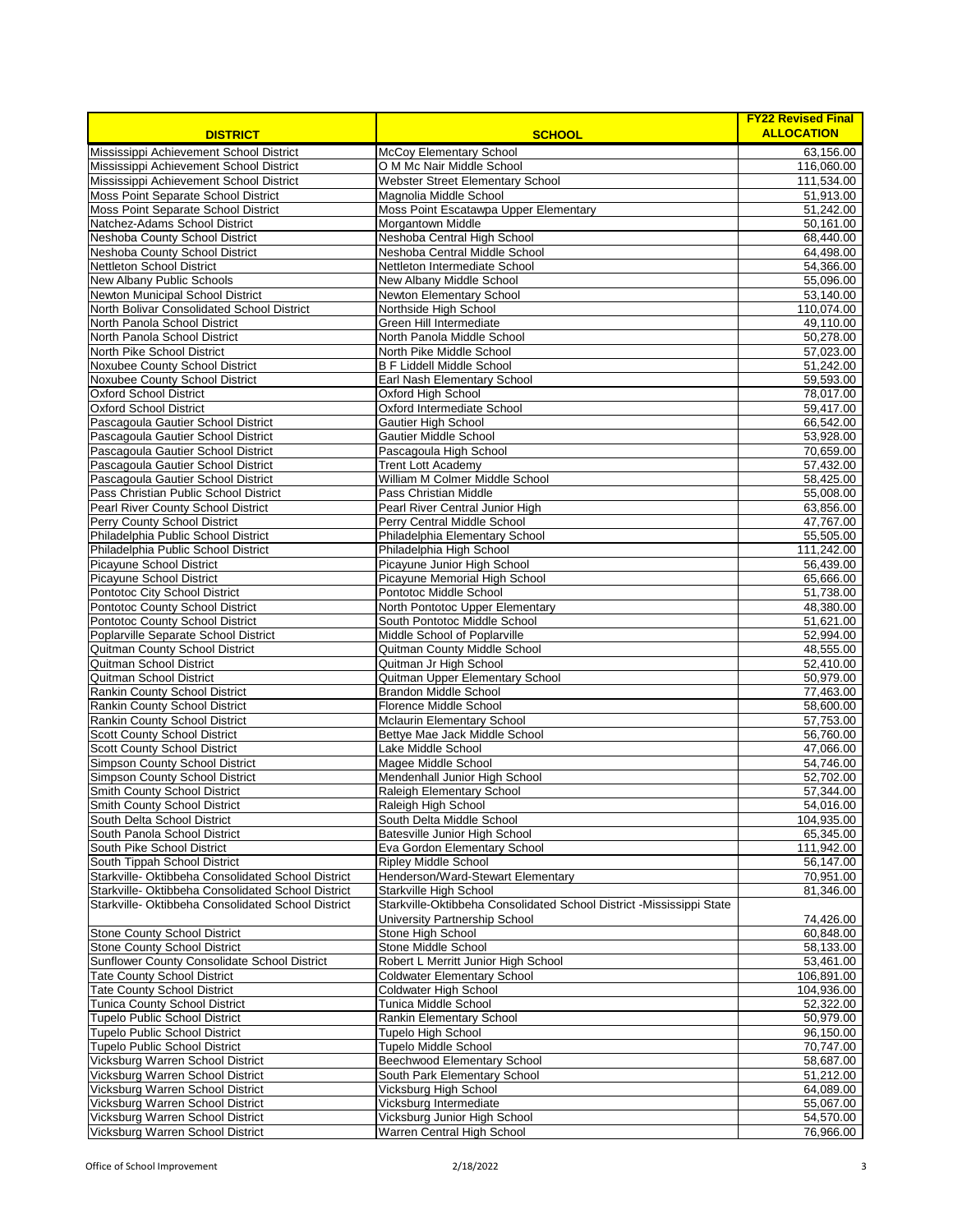| DISTRICT | SCHOOL | FY22 Revised Final ALLOCATION |
|---|---|---|
| Mississippi Achievement School District | McCoy Elementary School | 63,156.00 |
| Mississippi Achievement School District | O M Mc Nair Middle School | 116,060.00 |
| Mississippi Achievement School District | Webster Street Elementary School | 111,534.00 |
| Moss Point Separate School District | Magnolia Middle School | 51,913.00 |
| Moss Point Separate School District | Moss Point Escatawpa Upper Elementary | 51,242.00 |
| Natchez-Adams School District | Morgantown Middle | 50,161.00 |
| Neshoba County School District | Neshoba Central High School | 68,440.00 |
| Neshoba County School District | Neshoba Central Middle School | 64,498.00 |
| Nettleton School District | Nettleton Intermediate School | 54,366.00 |
| New Albany Public Schools | New Albany Middle School | 55,096.00 |
| Newton Municipal School District | Newton Elementary School | 53,140.00 |
| North Bolivar Consolidated School District | Northside High School | 110,074.00 |
| North Panola School District | Green Hill Intermediate | 49,110.00 |
| North Panola School District | North Panola Middle School | 50,278.00 |
| North Pike School District | North Pike Middle School | 57,023.00 |
| Noxubee County School District | B F Liddell Middle School | 51,242.00 |
| Noxubee County School District | Earl Nash Elementary School | 59,593.00 |
| Oxford School District | Oxford High School | 78,017.00 |
| Oxford School District | Oxford Intermediate School | 59,417.00 |
| Pascagoula Gautier School District | Gautier High School | 66,542.00 |
| Pascagoula Gautier School District | Gautier Middle School | 53,928.00 |
| Pascagoula Gautier School District | Pascagoula High School | 70,659.00 |
| Pascagoula Gautier School District | Trent Lott Academy | 57,432.00 |
| Pascagoula Gautier School District | William M Colmer Middle School | 58,425.00 |
| Pass Christian Public School District | Pass Christian Middle | 55,008.00 |
| Pearl River County School District | Pearl River Central Junior High | 63,856.00 |
| Perry County School District | Perry Central Middle School | 47,767.00 |
| Philadelphia Public School District | Philadelphia Elementary School | 55,505.00 |
| Philadelphia Public School District | Philadelphia High School | 111,242.00 |
| Picayune School District | Picayune Junior High School | 56,439.00 |
| Picayune School District | Picayune Memorial High School | 65,666.00 |
| Pontotoc City School District | Pontotoc Middle School | 51,738.00 |
| Pontotoc County School District | North Pontotoc Upper Elementary | 48,380.00 |
| Pontotoc County School District | South Pontotoc Middle School | 51,621.00 |
| Poplarville Separate School District | Middle School of Poplarville | 52,994.00 |
| Quitman County School District | Quitman County Middle School | 48,555.00 |
| Quitman School District | Quitman Jr High School | 52,410.00 |
| Quitman School District | Quitman Upper Elementary School | 50,979.00 |
| Rankin County School District | Brandon Middle School | 77,463.00 |
| Rankin County School District | Florence Middle School | 58,600.00 |
| Rankin County School District | Mclaurin Elementary School | 57,753.00 |
| Scott County School District | Bettye Mae Jack Middle School | 56,760.00 |
| Scott County School District | Lake Middle School | 47,066.00 |
| Simpson County School District | Magee Middle School | 54,746.00 |
| Simpson County School District | Mendenhall Junior High School | 52,702.00 |
| Smith County School District | Raleigh Elementary School | 57,344.00 |
| Smith County School District | Raleigh High School | 54,016.00 |
| South Delta School District | South Delta Middle School | 104,935.00 |
| South Panola School District | Batesville Junior High School | 65,345.00 |
| South Pike School District | Eva Gordon Elementary School | 111,942.00 |
| South Tippah School District | Ripley Middle School | 56,147.00 |
| Starkville- Oktibbeha Consolidated School District | Henderson/Ward-Stewart Elementary | 70,951.00 |
| Starkville- Oktibbeha Consolidated School District | Starkville High School | 81,346.00 |
| Starkville- Oktibbeha Consolidated School District | Starkville-Oktibbeha Consolidated School District -Mississippi State University Partnership School | 74,426.00 |
| Stone County School District | Stone High School | 60,848.00 |
| Stone County School District | Stone Middle School | 58,133.00 |
| Sunflower County Consolidate School District | Robert L Merritt Junior High School | 53,461.00 |
| Tate County School District | Coldwater Elementary School | 106,891.00 |
| Tate County School District | Coldwater High School | 104,936.00 |
| Tunica County School District | Tunica Middle School | 52,322.00 |
| Tupelo Public School District | Rankin Elementary School | 50,979.00 |
| Tupelo Public School District | Tupelo High School | 96,150.00 |
| Tupelo Public School District | Tupelo Middle School | 70,747.00 |
| Vicksburg Warren School District | Beechwood Elementary School | 58,687.00 |
| Vicksburg Warren School District | South Park Elementary School | 51,212.00 |
| Vicksburg Warren School District | Vicksburg High School | 64,089.00 |
| Vicksburg Warren School District | Vicksburg Intermediate | 55,067.00 |
| Vicksburg Warren School District | Vicksburg Junior High School | 54,570.00 |
| Vicksburg Warren School District | Warren Central High School | 76,966.00 |

Office of School Improvement 2/18/2022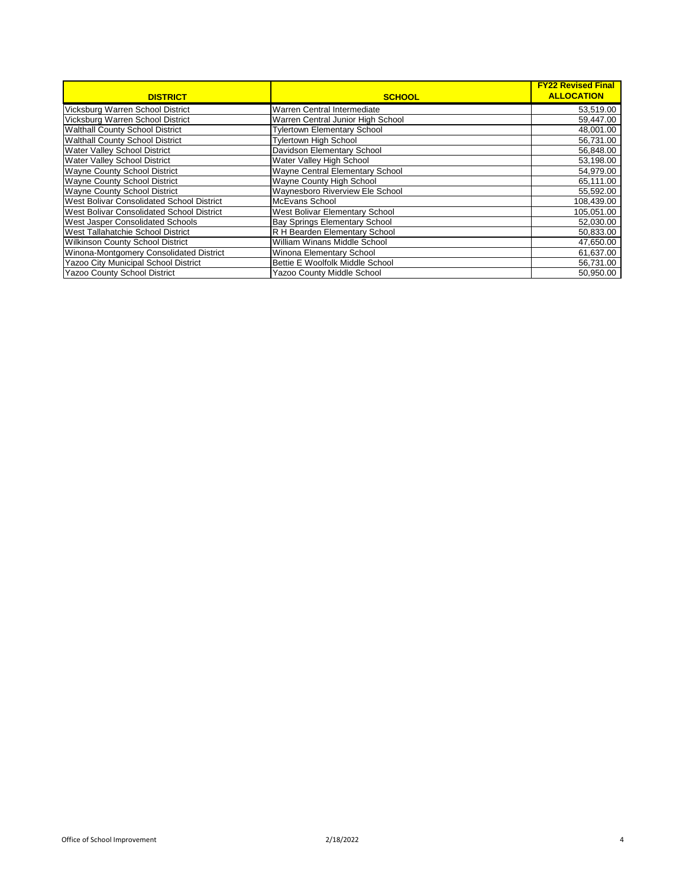| DISTRICT | SCHOOL | FY22 Revised Final ALLOCATION |
|---|---|---|
| Vicksburg Warren School District | Warren Central Intermediate | 53,519.00 |
| Vicksburg Warren School District | Warren Central Junior High School | 59,447.00 |
| Walthall County School District | Tylertown Elementary School | 48,001.00 |
| Walthall County School District | Tylertown High School | 56,731.00 |
| Water Valley School District | Davidson Elementary School | 56,848.00 |
| Water Valley School District | Water Valley High School | 53,198.00 |
| Wayne County School District | Wayne Central Elementary School | 54,979.00 |
| Wayne County School District | Wayne County High School | 65,111.00 |
| Wayne County School District | Waynesboro Riverview Ele School | 55,592.00 |
| West Bolivar Consolidated School District | McEvans School | 108,439.00 |
| West Bolivar Consolidated School District | West Bolivar Elementary School | 105,051.00 |
| West Jasper Consolidated Schools | Bay Springs Elementary School | 52,030.00 |
| West Tallahatchie School District | R H Bearden Elementary School | 50,833.00 |
| Wilkinson County School District | William Winans Middle School | 47,650.00 |
| Winona-Montgomery Consolidated District | Winona Elementary School | 61,637.00 |
| Yazoo City Municipal School District | Bettie E Woolfolk Middle School | 56,731.00 |
| Yazoo County School District | Yazoo County Middle School | 50,950.00 |

Office of School Improvement 2/18/2022